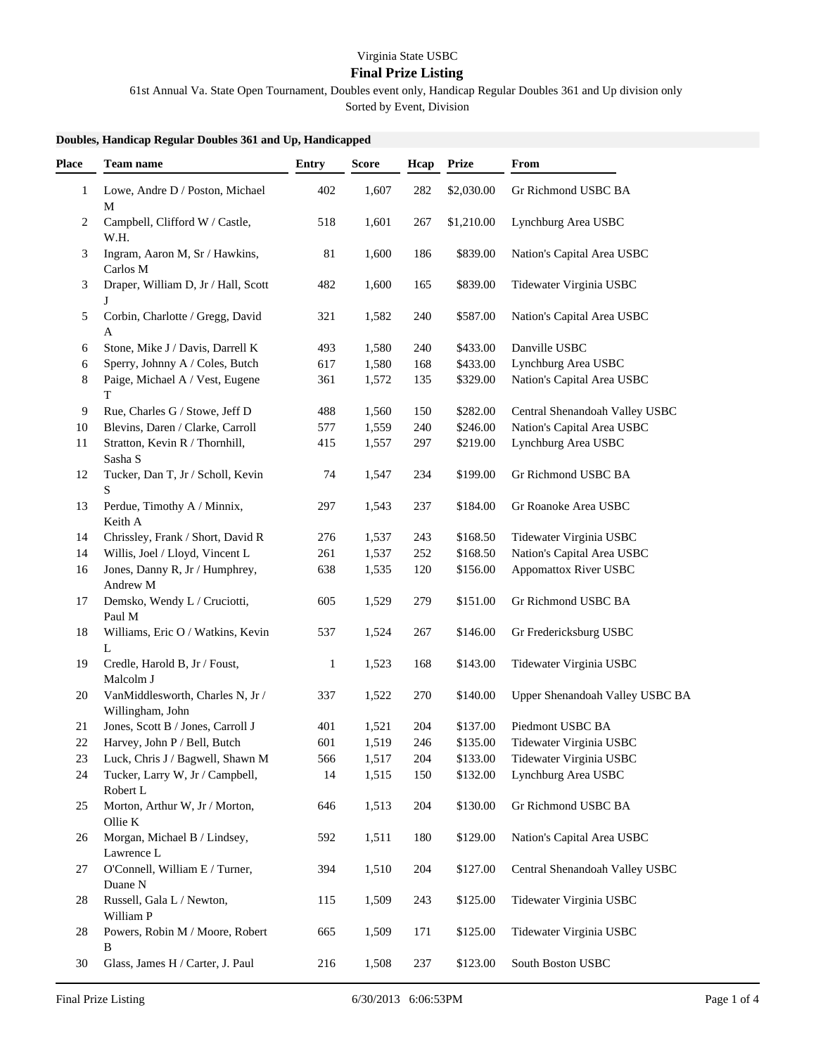Virginia State USBC

# Final Prize Listing

61st Annual Va. State Open Tournament, Doubles event only, Handicap Regular Doubles 361 and Up division only

Sorted by Event, Division

**Doubles, Handicap Regular Doubles 361 and Up, Handicapped**

| Place | Team name | Entry | Score | Hcap | Prize | From |
|---|---|---|---|---|---|---|
| 1 | Lowe, Andre D / Poston, Michael M | 402 | 1,607 | 282 | $2,030.00 | Gr Richmond USBC BA |
| 2 | Campbell, Clifford W / Castle, W.H. | 518 | 1,601 | 267 | $1,210.00 | Lynchburg Area USBC |
| 3 | Ingram, Aaron M, Sr / Hawkins, Carlos M | 81 | 1,600 | 186 | $839.00 | Nation's Capital Area USBC |
| 3 | Draper, William D, Jr / Hall, Scott J | 482 | 1,600 | 165 | $839.00 | Tidewater Virginia USBC |
| 5 | Corbin, Charlotte / Gregg, David A | 321 | 1,582 | 240 | $587.00 | Nation's Capital Area USBC |
| 6 | Stone, Mike J / Davis, Darrell K | 493 | 1,580 | 240 | $433.00 | Danville USBC |
| 6 | Sperry, Johnny A / Coles, Butch | 617 | 1,580 | 168 | $433.00 | Lynchburg Area USBC |
| 8 | Paige, Michael A / Vest, Eugene T | 361 | 1,572 | 135 | $329.00 | Nation's Capital Area USBC |
| 9 | Rue, Charles G / Stowe, Jeff D | 488 | 1,560 | 150 | $282.00 | Central Shenandoah Valley USBC |
| 10 | Blevins, Daren / Clarke, Carroll | 577 | 1,559 | 240 | $246.00 | Nation's Capital Area USBC |
| 11 | Stratton, Kevin R / Thornhill, Sasha S | 415 | 1,557 | 297 | $219.00 | Lynchburg Area USBC |
| 12 | Tucker, Dan T, Jr / Scholl, Kevin S | 74 | 1,547 | 234 | $199.00 | Gr Richmond USBC BA |
| 13 | Perdue, Timothy A / Minnix, Keith A | 297 | 1,543 | 237 | $184.00 | Gr Roanoke Area USBC |
| 14 | Chrissley, Frank / Short, David R | 276 | 1,537 | 243 | $168.50 | Tidewater Virginia USBC |
| 14 | Willis, Joel / Lloyd, Vincent L | 261 | 1,537 | 252 | $168.50 | Nation's Capital Area USBC |
| 16 | Jones, Danny R, Jr / Humphrey, Andrew M | 638 | 1,535 | 120 | $156.00 | Appomattox River USBC |
| 17 | Demsko, Wendy L / Cruciotti, Paul M | 605 | 1,529 | 279 | $151.00 | Gr Richmond USBC BA |
| 18 | Williams, Eric O / Watkins, Kevin L | 537 | 1,524 | 267 | $146.00 | Gr Fredericksburg USBC |
| 19 | Credle, Harold B, Jr / Foust, Malcolm J | 1 | 1,523 | 168 | $143.00 | Tidewater Virginia USBC |
| 20 | VanMiddlesworth, Charles N, Jr / Willingham, John | 337 | 1,522 | 270 | $140.00 | Upper Shenandoah Valley USBC BA |
| 21 | Jones, Scott B / Jones, Carroll J | 401 | 1,521 | 204 | $137.00 | Piedmont USBC BA |
| 22 | Harvey, John P / Bell, Butch | 601 | 1,519 | 246 | $135.00 | Tidewater Virginia USBC |
| 23 | Luck, Chris J / Bagwell, Shawn M | 566 | 1,517 | 204 | $133.00 | Tidewater Virginia USBC |
| 24 | Tucker, Larry W, Jr / Campbell, Robert L | 14 | 1,515 | 150 | $132.00 | Lynchburg Area USBC |
| 25 | Morton, Arthur W, Jr / Morton, Ollie K | 646 | 1,513 | 204 | $130.00 | Gr Richmond USBC BA |
| 26 | Morgan, Michael B / Lindsey, Lawrence L | 592 | 1,511 | 180 | $129.00 | Nation's Capital Area USBC |
| 27 | O'Connell, William E / Turner, Duane N | 394 | 1,510 | 204 | $127.00 | Central Shenandoah Valley USBC |
| 28 | Russell, Gala L / Newton, William P | 115 | 1,509 | 243 | $125.00 | Tidewater Virginia USBC |
| 28 | Powers, Robin M / Moore, Robert B | 665 | 1,509 | 171 | $125.00 | Tidewater Virginia USBC |
| 30 | Glass, James H / Carter, J. Paul | 216 | 1,508 | 237 | $123.00 | South Boston USBC |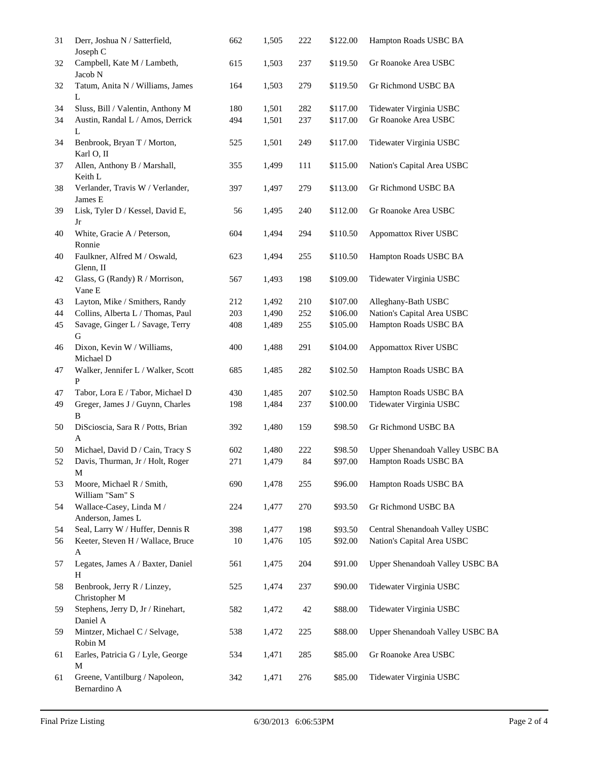| | | | | | | |
|---|---|---|---|---|---|---|
| 31 | Derr, Joshua N / Satterfield, Joseph C | 662 | 1,505 | 222 | $122.00 | Hampton Roads USBC BA |
| 32 | Campbell, Kate M / Lambeth, Jacob N | 615 | 1,503 | 237 | $119.50 | Gr Roanoke Area USBC |
| 32 | Tatum, Anita N / Williams, James L | 164 | 1,503 | 279 | $119.50 | Gr Richmond USBC BA |
| 34 | Sluss, Bill / Valentin, Anthony M | 180 | 1,501 | 282 | $117.00 | Tidewater Virginia USBC |
| 34 | Austin, Randal L / Amos, Derrick L | 494 | 1,501 | 237 | $117.00 | Gr Roanoke Area USBC |
| 34 | Benbrook, Bryan T / Morton, Karl O, II | 525 | 1,501 | 249 | $117.00 | Tidewater Virginia USBC |
| 37 | Allen, Anthony B / Marshall, Keith L | 355 | 1,499 | 111 | $115.00 | Nation's Capital Area USBC |
| 38 | Verlander, Travis W / Verlander, James E | 397 | 1,497 | 279 | $113.00 | Gr Richmond USBC BA |
| 39 | Lisk, Tyler D / Kessel, David E, Jr | 56 | 1,495 | 240 | $112.00 | Gr Roanoke Area USBC |
| 40 | White, Gracie A / Peterson, Ronnie | 604 | 1,494 | 294 | $110.50 | Appomattox River USBC |
| 40 | Faulkner, Alfred M / Oswald, Glenn, II | 623 | 1,494 | 255 | $110.50 | Hampton Roads USBC BA |
| 42 | Glass, G (Randy) R / Morrison, Vane E | 567 | 1,493 | 198 | $109.00 | Tidewater Virginia USBC |
| 43 | Layton, Mike / Smithers, Randy | 212 | 1,492 | 210 | $107.00 | Alleghany-Bath USBC |
| 44 | Collins, Alberta L / Thomas, Paul | 203 | 1,490 | 252 | $106.00 | Nation's Capital Area USBC |
| 45 | Savage, Ginger L / Savage, Terry G | 408 | 1,489 | 255 | $105.00 | Hampton Roads USBC BA |
| 46 | Dixon, Kevin W / Williams, Michael D | 400 | 1,488 | 291 | $104.00 | Appomattox River USBC |
| 47 | Walker, Jennifer L / Walker, Scott P | 685 | 1,485 | 282 | $102.50 | Hampton Roads USBC BA |
| 47 | Tabor, Lora E / Tabor, Michael D | 430 | 1,485 | 207 | $102.50 | Hampton Roads USBC BA |
| 49 | Greger, James J / Guynn, Charles B | 198 | 1,484 | 237 | $100.00 | Tidewater Virginia USBC |
| 50 | DiScioscia, Sara R / Potts, Brian A | 392 | 1,480 | 159 | $98.50 | Gr Richmond USBC BA |
| 50 | Michael, David D / Cain, Tracy S | 602 | 1,480 | 222 | $98.50 | Upper Shenandoah Valley USBC BA |
| 52 | Davis, Thurman, Jr / Holt, Roger M | 271 | 1,479 | 84 | $97.00 | Hampton Roads USBC BA |
| 53 | Moore, Michael R / Smith, William "Sam" S | 690 | 1,478 | 255 | $96.00 | Hampton Roads USBC BA |
| 54 | Wallace-Casey, Linda M / Anderson, James L | 224 | 1,477 | 270 | $93.50 | Gr Richmond USBC BA |
| 54 | Seal, Larry W / Huffer, Dennis R | 398 | 1,477 | 198 | $93.50 | Central Shenandoah Valley USBC |
| 56 | Keeter, Steven H / Wallace, Bruce A | 10 | 1,476 | 105 | $92.00 | Nation's Capital Area USBC |
| 57 | Legates, James A / Baxter, Daniel H | 561 | 1,475 | 204 | $91.00 | Upper Shenandoah Valley USBC BA |
| 58 | Benbrook, Jerry R / Linzey, Christopher M | 525 | 1,474 | 237 | $90.00 | Tidewater Virginia USBC |
| 59 | Stephens, Jerry D, Jr / Rinehart, Daniel A | 582 | 1,472 | 42 | $88.00 | Tidewater Virginia USBC |
| 59 | Mintzer, Michael C / Selvage, Robin M | 538 | 1,472 | 225 | $88.00 | Upper Shenandoah Valley USBC BA |
| 61 | Earles, Patricia G / Lyle, George M | 534 | 1,471 | 285 | $85.00 | Gr Roanoke Area USBC |
| 61 | Greene, Vantilburg / Napoleon, Bernardino A | 342 | 1,471 | 276 | $85.00 | Tidewater Virginia USBC |

Final Prize Listing 6/30/2013 6:06:53PM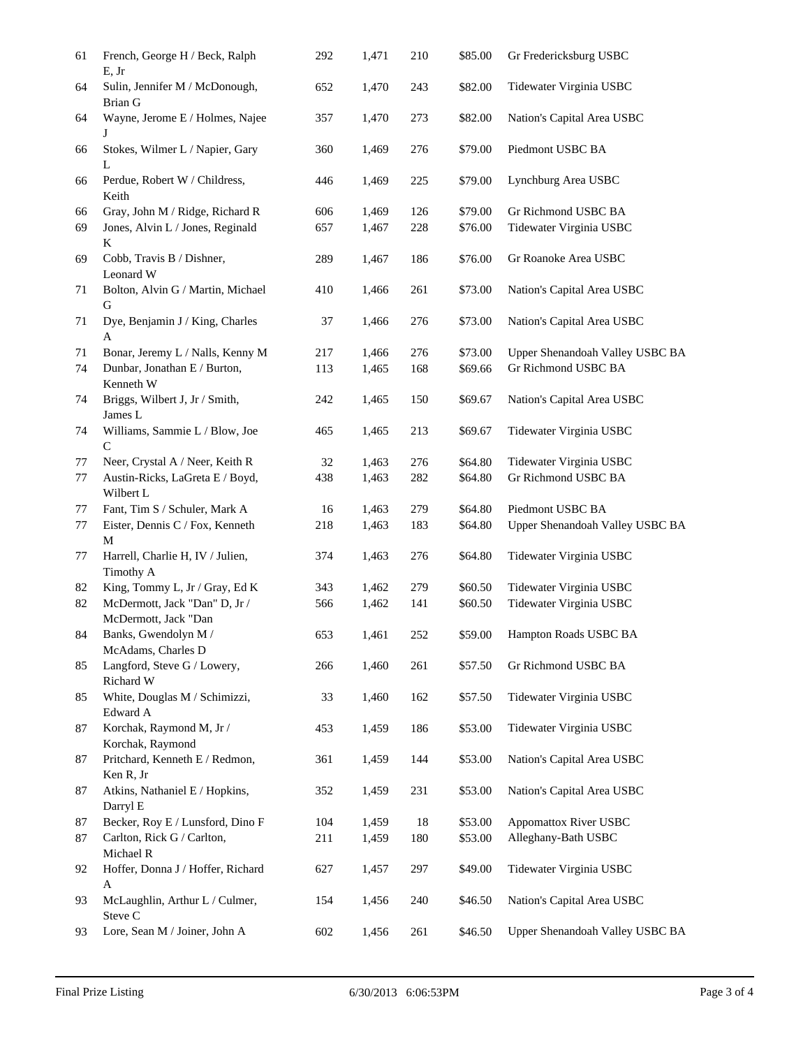| | | | | | | |
|---|---|---|---|---|---|---|
| 61 | French, George H / Beck, Ralph E, Jr | 292 | 1,471 | 210 | $85.00 | Gr Fredericksburg USBC |
| 64 | Sulin, Jennifer M / McDonough, Brian G | 652 | 1,470 | 243 | $82.00 | Tidewater Virginia USBC |
| 64 | Wayne, Jerome E / Holmes, Najee J | 357 | 1,470 | 273 | $82.00 | Nation's Capital Area USBC |
| 66 | Stokes, Wilmer L / Napier, Gary L | 360 | 1,469 | 276 | $79.00 | Piedmont USBC BA |
| 66 | Perdue, Robert W / Childress, Keith | 446 | 1,469 | 225 | $79.00 | Lynchburg Area USBC |
| 66 | Gray, John M / Ridge, Richard R | 606 | 1,469 | 126 | $79.00 | Gr Richmond USBC BA |
| 69 | Jones, Alvin L / Jones, Reginald K | 657 | 1,467 | 228 | $76.00 | Tidewater Virginia USBC |
| 69 | Cobb, Travis B / Dishner, Leonard W | 289 | 1,467 | 186 | $76.00 | Gr Roanoke Area USBC |
| 71 | Bolton, Alvin G / Martin, Michael G | 410 | 1,466 | 261 | $73.00 | Nation's Capital Area USBC |
| 71 | Dye, Benjamin J / King, Charles A | 37 | 1,466 | 276 | $73.00 | Nation's Capital Area USBC |
| 71 | Bonar, Jeremy L / Nalls, Kenny M | 217 | 1,466 | 276 | $73.00 | Upper Shenandoah Valley USBC BA |
| 74 | Dunbar, Jonathan E / Burton, Kenneth W | 113 | 1,465 | 168 | $69.66 | Gr Richmond USBC BA |
| 74 | Briggs, Wilbert J, Jr / Smith, James L | 242 | 1,465 | 150 | $69.67 | Nation's Capital Area USBC |
| 74 | Williams, Sammie L / Blow, Joe C | 465 | 1,465 | 213 | $69.67 | Tidewater Virginia USBC |
| 77 | Neer, Crystal A / Neer, Keith R | 32 | 1,463 | 276 | $64.80 | Tidewater Virginia USBC |
| 77 | Austin-Ricks, LaGreta E / Boyd, Wilbert L | 438 | 1,463 | 282 | $64.80 | Gr Richmond USBC BA |
| 77 | Fant, Tim S / Schuler, Mark A | 16 | 1,463 | 279 | $64.80 | Piedmont USBC BA |
| 77 | Eister, Dennis C / Fox, Kenneth M | 218 | 1,463 | 183 | $64.80 | Upper Shenandoah Valley USBC BA |
| 77 | Harrell, Charlie H, IV / Julien, Timothy A | 374 | 1,463 | 276 | $64.80 | Tidewater Virginia USBC |
| 82 | King, Tommy L, Jr / Gray, Ed K | 343 | 1,462 | 279 | $60.50 | Tidewater Virginia USBC |
| 82 | McDermott, Jack "Dan" D, Jr / McDermott, Jack "Dan | 566 | 1,462 | 141 | $60.50 | Tidewater Virginia USBC |
| 84 | Banks, Gwendolyn M / McAdams, Charles D | 653 | 1,461 | 252 | $59.00 | Hampton Roads USBC BA |
| 85 | Langford, Steve G / Lowery, Richard W | 266 | 1,460 | 261 | $57.50 | Gr Richmond USBC BA |
| 85 | White, Douglas M / Schimizzi, Edward A | 33 | 1,460 | 162 | $57.50 | Tidewater Virginia USBC |
| 87 | Korchak, Raymond M, Jr / Korchak, Raymond | 453 | 1,459 | 186 | $53.00 | Tidewater Virginia USBC |
| 87 | Pritchard, Kenneth E / Redmon, Ken R, Jr | 361 | 1,459 | 144 | $53.00 | Nation's Capital Area USBC |
| 87 | Atkins, Nathaniel E / Hopkins, Darryl E | 352 | 1,459 | 231 | $53.00 | Nation's Capital Area USBC |
| 87 | Becker, Roy E / Lunsford, Dino F | 104 | 1,459 | 18 | $53.00 | Appomattox River USBC |
| 87 | Carlton, Rick G / Carlton, Michael R | 211 | 1,459 | 180 | $53.00 | Alleghany-Bath USBC |
| 92 | Hoffer, Donna J / Hoffer, Richard A | 627 | 1,457 | 297 | $49.00 | Tidewater Virginia USBC |
| 93 | McLaughlin, Arthur L / Culmer, Steve C | 154 | 1,456 | 240 | $46.50 | Nation's Capital Area USBC |
| 93 | Lore, Sean M / Joiner, John A | 602 | 1,456 | 261 | $46.50 | Upper Shenandoah Valley USBC BA |

Final Prize Listing 6/30/2013 6:06:53PM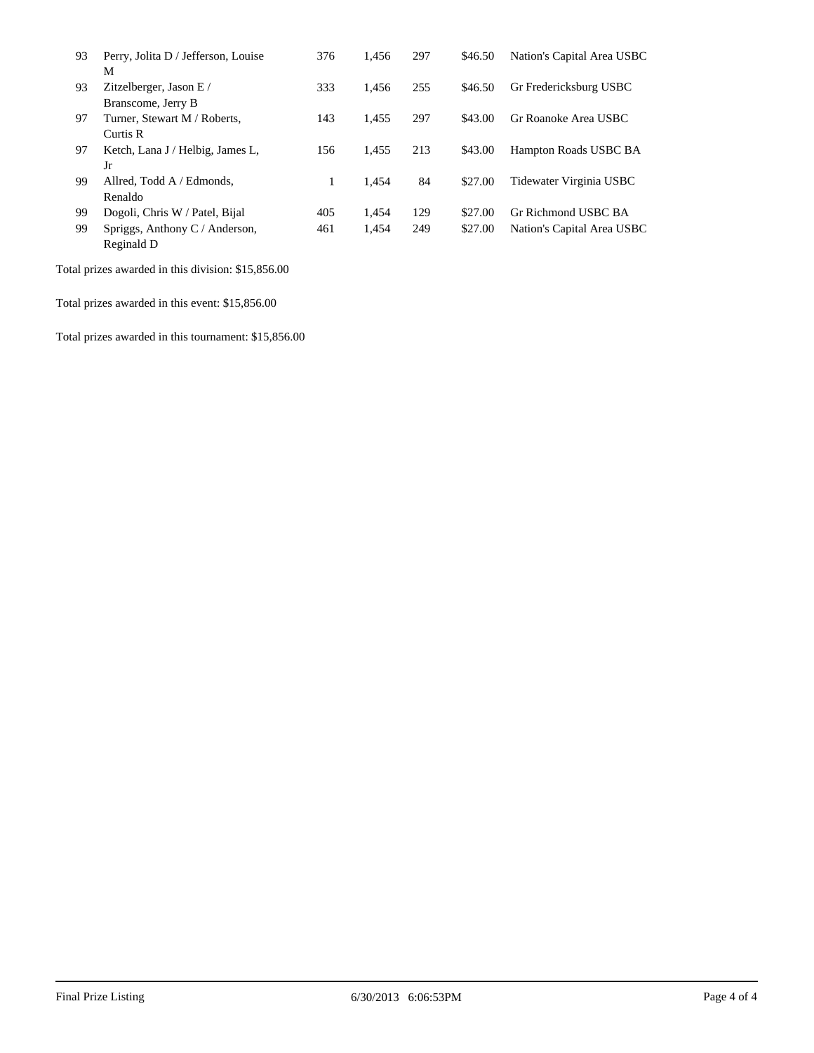| | | | | | | |
|---|---|---|---|---|---|---|
| 93 | Perry, Jolita D / Jefferson, Louise M | 376 | 1,456 | 297 | $46.50 | Nation's Capital Area USBC |
| 93 | Zitzelberger, Jason E / Branscome, Jerry B | 333 | 1,456 | 255 | $46.50 | Gr Fredericksburg USBC |
| 97 | Turner, Stewart M / Roberts, Curtis R | 143 | 1,455 | 297 | $43.00 | Gr Roanoke Area USBC |
| 97 | Ketch, Lana J / Helbig, James L, Jr | 156 | 1,455 | 213 | $43.00 | Hampton Roads USBC BA |
| 99 | Allred, Todd A / Edmonds, Renaldo | 1 | 1,454 | 84 | $27.00 | Tidewater Virginia USBC |
| 99 | Dogoli, Chris W / Patel, Bijal | 405 | 1,454 | 129 | $27.00 | Gr Richmond USBC BA |
| 99 | Spriggs, Anthony C / Anderson, Reginald D | 461 | 1,454 | 249 | $27.00 | Nation's Capital Area USBC |

Total prizes awarded in this division: $15,856.00

Total prizes awarded in this event: $15,856.00

Total prizes awarded in this tournament: $15,856.00